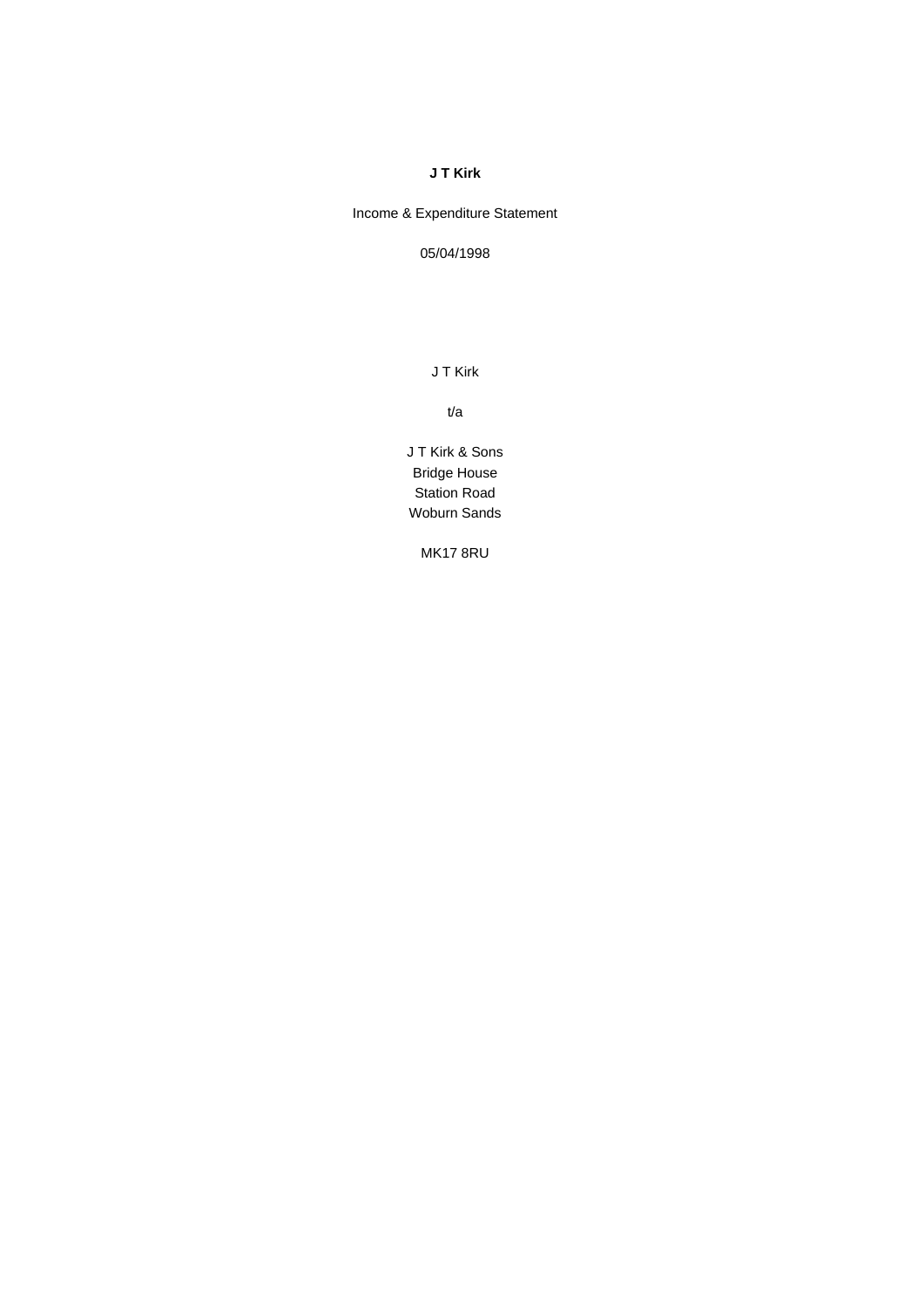**J T Kirk**

Income & Expenditure Statement

05/04/1998

J T Kirk

t/a

J T Kirk & Sons
Bridge House
Station Road
Woburn Sands

MK17 8RU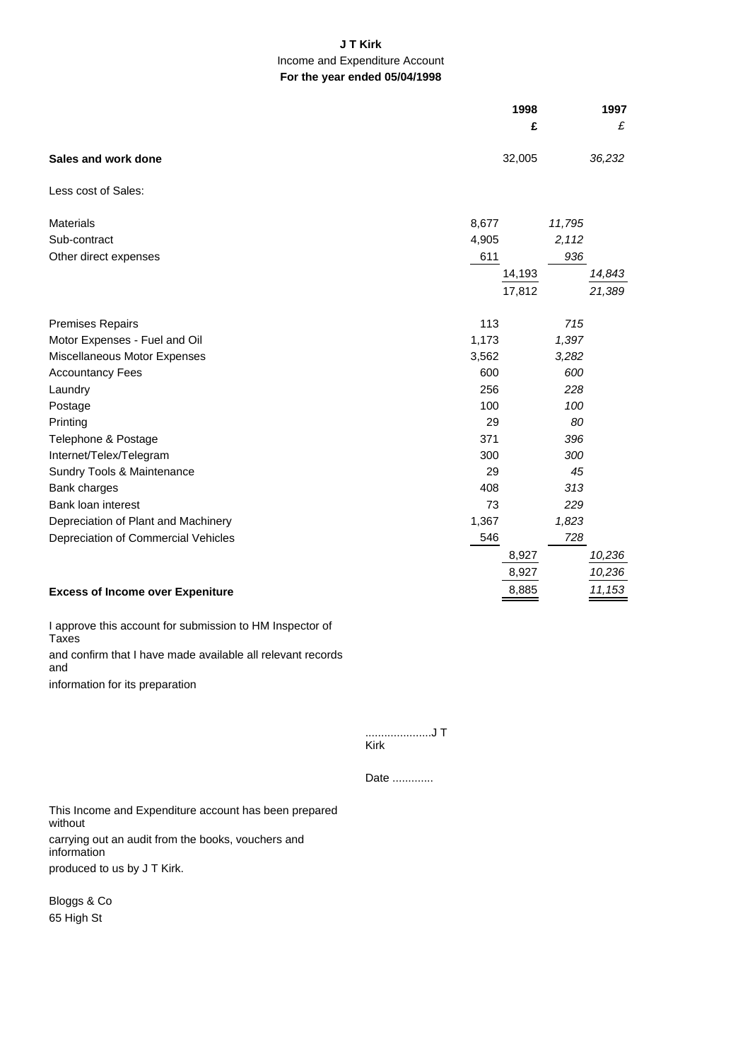**J T Kirk**

Income and Expenditure Account

**For the year ended 05/04/1998**

| | 1998 | | 1997 | |
|---|---|---|---|---|
| | | **£** | | *£* |
| **Sales and work done** | | 32,005 | | *36,232* |
| Less cost of Sales: | | | | |
| Materials | 8,677 | | *11,795* | |
| Sub-contract | 4,905 | | *2,112* | |
| Other direct expenses | 611 | | *936* | |
| | | 14,193 | | *14,843* |
| | | 17,812 | | *21,389* |
| Premises Repairs | 113 | | *715* | |
| Motor Expenses - Fuel and Oil | 1,173 | | *1,397* | |
| Miscellaneous Motor Expenses | 3,562 | | *3,282* | |
| Accountancy Fees | 600 | | *600* | |
| Laundry | 256 | | *228* | |
| Postage | 100 | | *100* | |
| Printing | 29 | | *80* | |
| Telephone & Postage | 371 | | *396* | |
| Internet/Telex/Telegram | 300 | | *300* | |
| Sundry Tools & Maintenance | 29 | | *45* | |
| Bank charges | 408 | | *313* | |
| Bank loan interest | 73 | | *229* | |
| Depreciation of Plant and Machinery | 1,367 | | *1,823* | |
| Depreciation of Commercial Vehicles | 546 | | *728* | |
| | | 8,927 | | *10,236* |
| | | 8,927 | | *10,236* |
| **Excess of Income over Expeniture** | | 8,885 | | *11,153* |

I approve this account for submission to HM Inspector of Taxes
and confirm that I have made available all relevant records and
information for its preparation

.....................J T Kirk

Date .............

This Income and Expenditure account has been prepared without
carrying out an audit from the books, vouchers and information
produced to us by J T Kirk.

Bloggs & Co
65 High St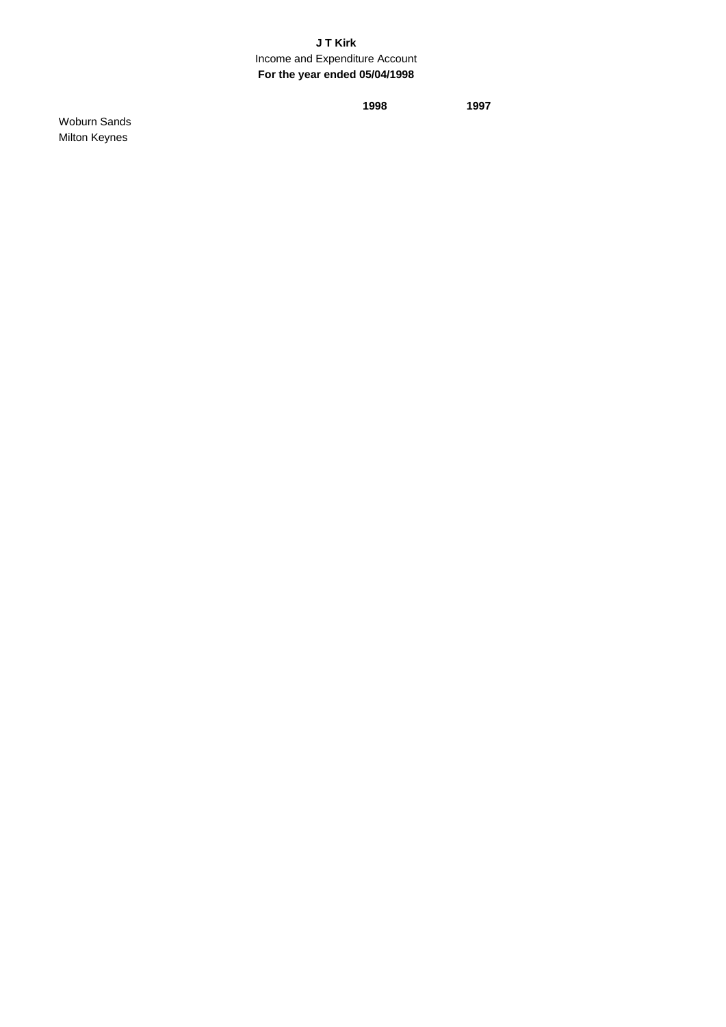**J T Kirk**

Income and Expenditure Account

**For the year ended 05/04/1998**

| | 1998 | 1997 |
|---|---|---|
| Woburn Sands | | |
| Milton Keynes | | |